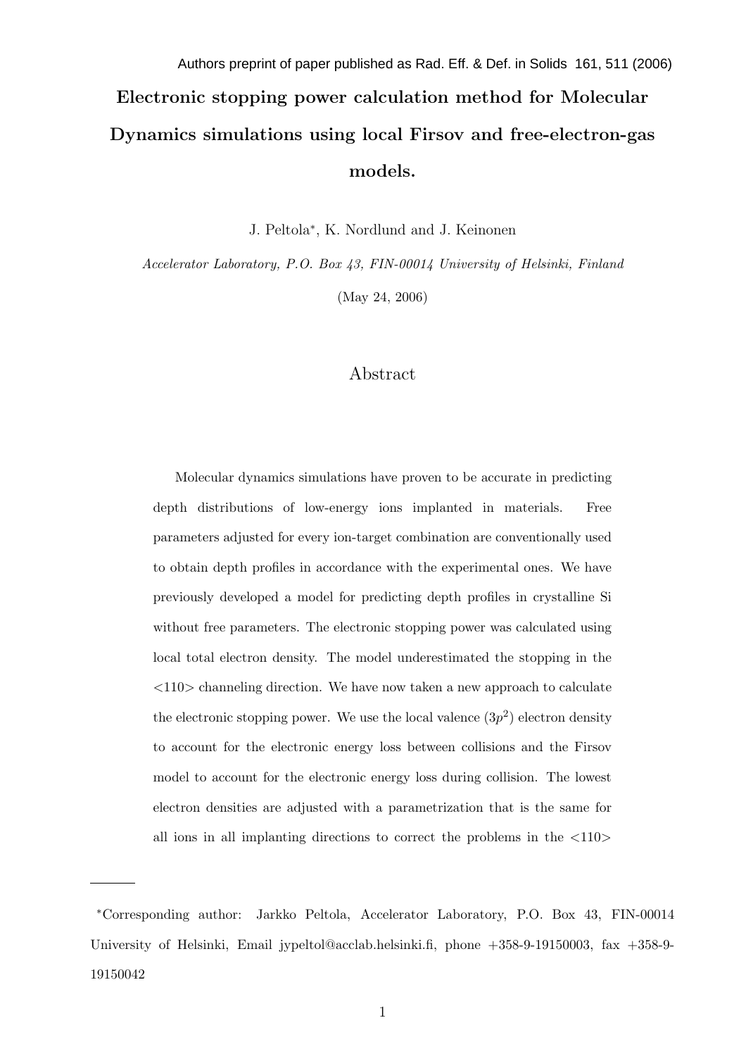Authors preprint of paper published as Rad. Eff. & Def. in Solids 161, 511 (2006)

# Electronic stopping power calculation method for Molecular Dynamics simulations using local Firsov and free-electron-gas models.

J. Peltola*, K. Nordlund and J. Keinonen

*Accelerator Laboratory, P.O. Box 43, FIN-00014 University of Helsinki, Finland*

(May 24, 2006)

## Abstract

Molecular dynamics simulations have proven to be accurate in predicting depth distributions of low-energy ions implanted in materials. Free parameters adjusted for every ion-target combination are conventionally used to obtain depth profiles in accordance with the experimental ones. We have previously developed a model for predicting depth profiles in crystalline Si without free parameters. The electronic stopping power was calculated using local total electron density. The model underestimated the stopping in the <110> channeling direction. We have now taken a new approach to calculate the electronic stopping power. We use the local valence ($3p^2$) electron density to account for the electronic energy loss between collisions and the Firsov model to account for the electronic energy loss during collision. The lowest electron densities are adjusted with a parametrization that is the same for all ions in all implanting directions to correct the problems in the <110>

---

*Corresponding author: Jarkko Peltola, Accelerator Laboratory, P.O. Box 43, FIN-00014 University of Helsinki, Email jypeltol@acclab.helsinki.fi, phone +358-9-19150003, fax +358-9-19150042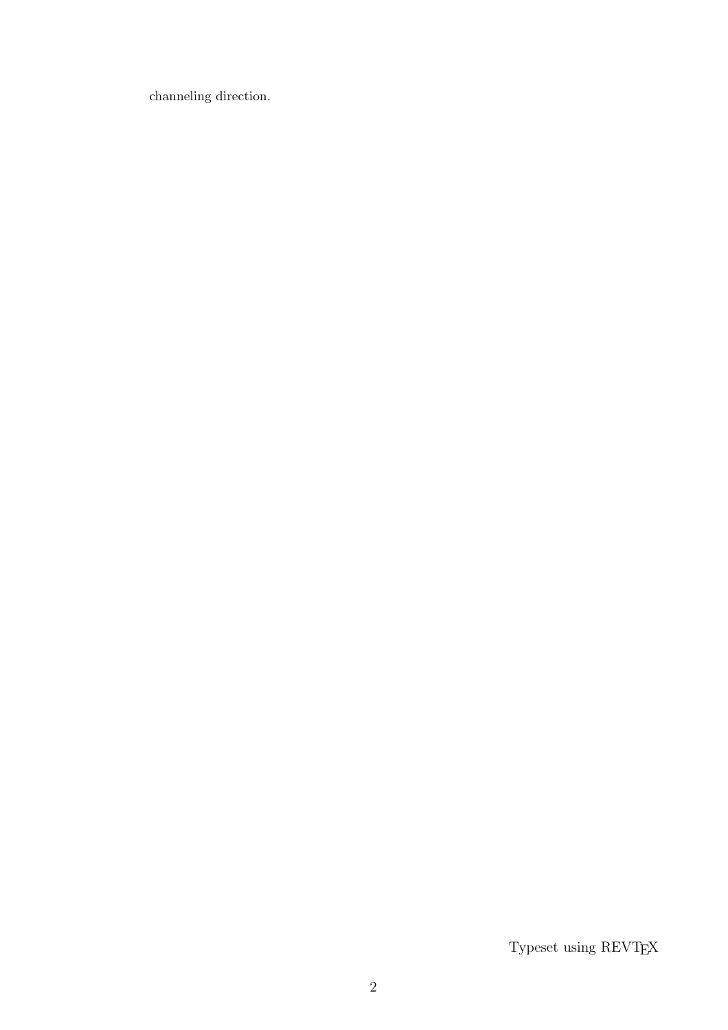channeling direction.

Typeset using REVTEX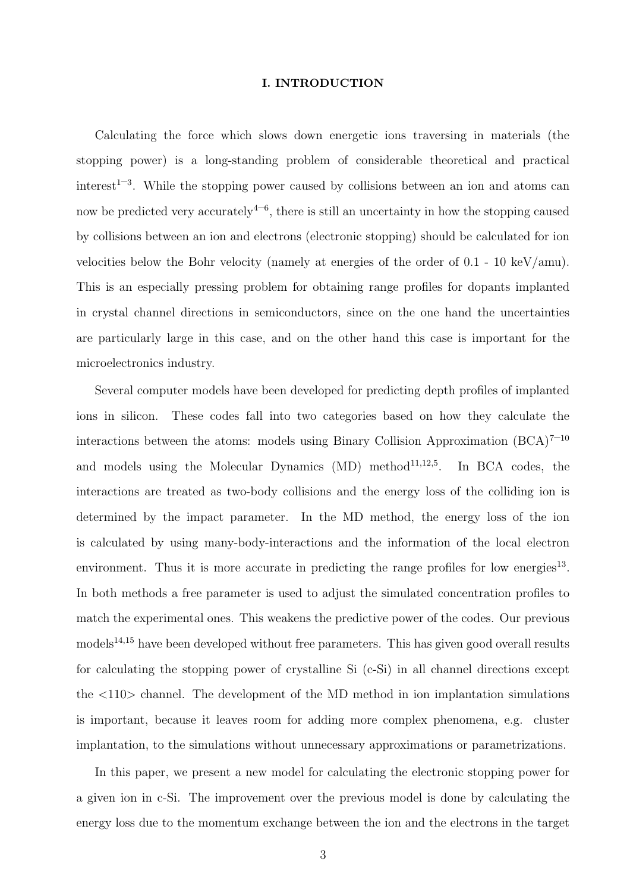# I. INTRODUCTION

Calculating the force which slows down energetic ions traversing in materials (the stopping power) is a long-standing problem of considerable theoretical and practical interest[1–3]. While the stopping power caused by collisions between an ion and atoms can now be predicted very accurately[4–6], there is still an uncertainty in how the stopping caused by collisions between an ion and electrons (electronic stopping) should be calculated for ion velocities below the Bohr velocity (namely at energies of the order of 0.1 - 10 keV/amu). This is an especially pressing problem for obtaining range profiles for dopants implanted in crystal channel directions in semiconductors, since on the one hand the uncertainties are particularly large in this case, and on the other hand this case is important for the microelectronics industry.

Several computer models have been developed for predicting depth profiles of implanted ions in silicon. These codes fall into two categories based on how they calculate the interactions between the atoms: models using Binary Collision Approximation (BCA)[7–10] and models using the Molecular Dynamics (MD) method[11,12,5]. In BCA codes, the interactions are treated as two-body collisions and the energy loss of the colliding ion is determined by the impact parameter. In the MD method, the energy loss of the ion is calculated by using many-body-interactions and the information of the local electron environment. Thus it is more accurate in predicting the range profiles for low energies[13]. In both methods a free parameter is used to adjust the simulated concentration profiles to match the experimental ones. This weakens the predictive power of the codes. Our previous models[14,15] have been developed without free parameters. This has given good overall results for calculating the stopping power of crystalline Si (c-Si) in all channel directions except the <110> channel. The development of the MD method in ion implantation simulations is important, because it leaves room for adding more complex phenomena, e.g. cluster implantation, to the simulations without unnecessary approximations or parametrizations.

In this paper, we present a new model for calculating the electronic stopping power for a given ion in c-Si. The improvement over the previous model is done by calculating the energy loss due to the momentum exchange between the ion and the electrons in the target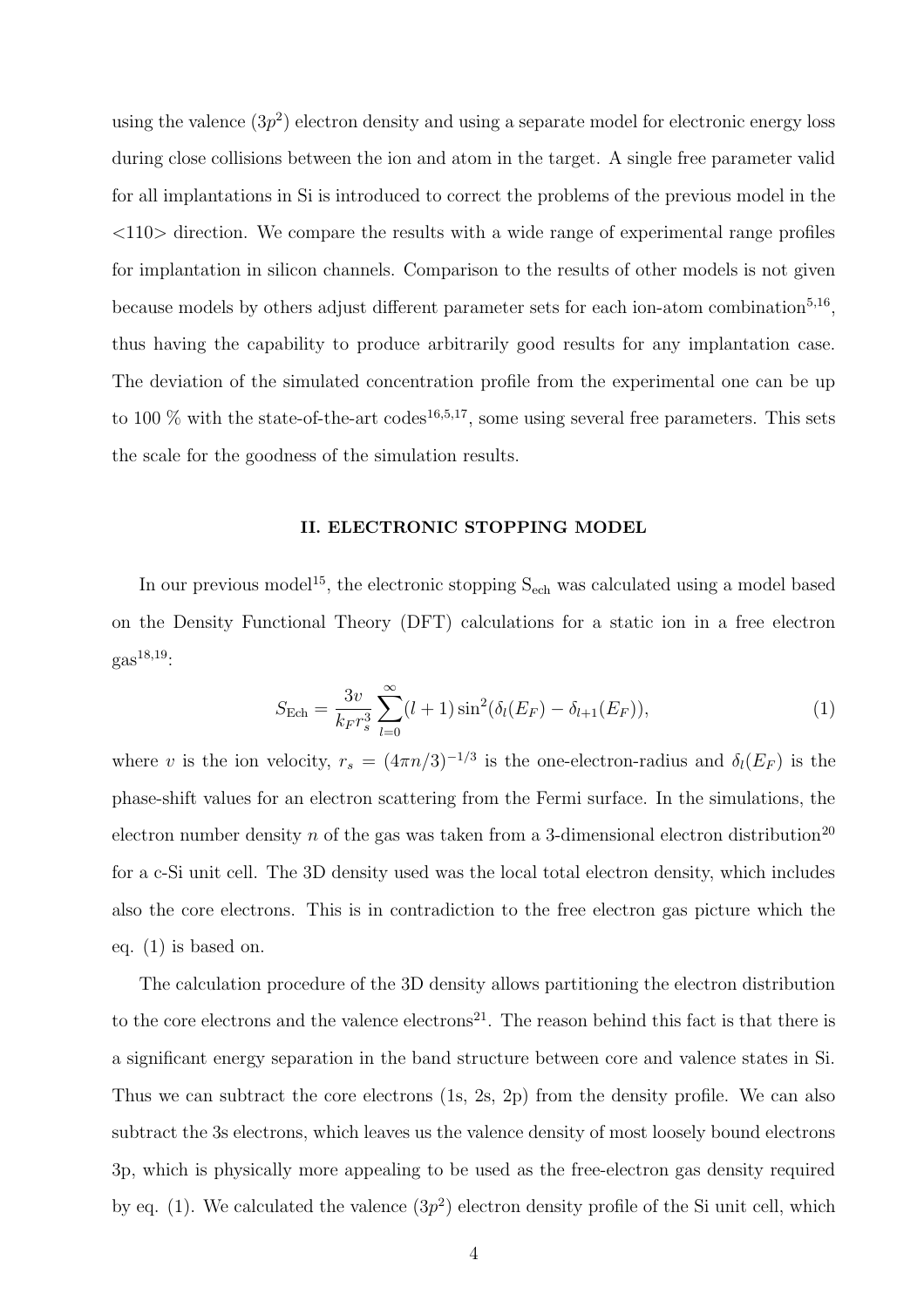using the valence ($3p^2$) electron density and using a separate model for electronic energy loss during close collisions between the ion and atom in the target. A single free parameter valid for all implantations in Si is introduced to correct the problems of the previous model in the <110> direction. We compare the results with a wide range of experimental range profiles for implantation in silicon channels. Comparison to the results of other models is not given because models by others adjust different parameter sets for each ion-atom combination[5,16], thus having the capability to produce arbitrarily good results for any implantation case. The deviation of the simulated concentration profile from the experimental one can be up to 100 % with the state-of-the-art codes[16,5,17], some using several free parameters. This sets the scale for the goodness of the simulation results.

## II. ELECTRONIC STOPPING MODEL

In our previous model[15], the electronic stopping $S_{\mathrm{ech}}$ was calculated using a model based on the Density Functional Theory (DFT) calculations for a static ion in a free electron gas[18,19]:

$$S_{\mathrm{Ech}} = \frac{3v}{k_F r_s^3} \sum_{l=0}^{\infty} (l+1) \sin^2(\delta_l(E_F) - \delta_{l+1}(E_F)), \tag{1}$$

where $v$ is the ion velocity, $r_s = (4\pi n/3)^{-1/3}$ is the one-electron-radius and $\delta_l(E_F)$ is the phase-shift values for an electron scattering from the Fermi surface. In the simulations, the electron number density $n$ of the gas was taken from a 3-dimensional electron distribution[20] for a c-Si unit cell. The 3D density used was the local total electron density, which includes also the core electrons. This is in contradiction to the free electron gas picture which the eq. (1) is based on.

The calculation procedure of the 3D density allows partitioning the electron distribution to the core electrons and the valence electrons[21]. The reason behind this fact is that there is a significant energy separation in the band structure between core and valence states in Si. Thus we can subtract the core electrons (1s, 2s, 2p) from the density profile. We can also subtract the 3s electrons, which leaves us the valence density of most loosely bound electrons 3p, which is physically more appealing to be used as the free-electron gas density required by eq. (1). We calculated the valence ($3p^2$) electron density profile of the Si unit cell, which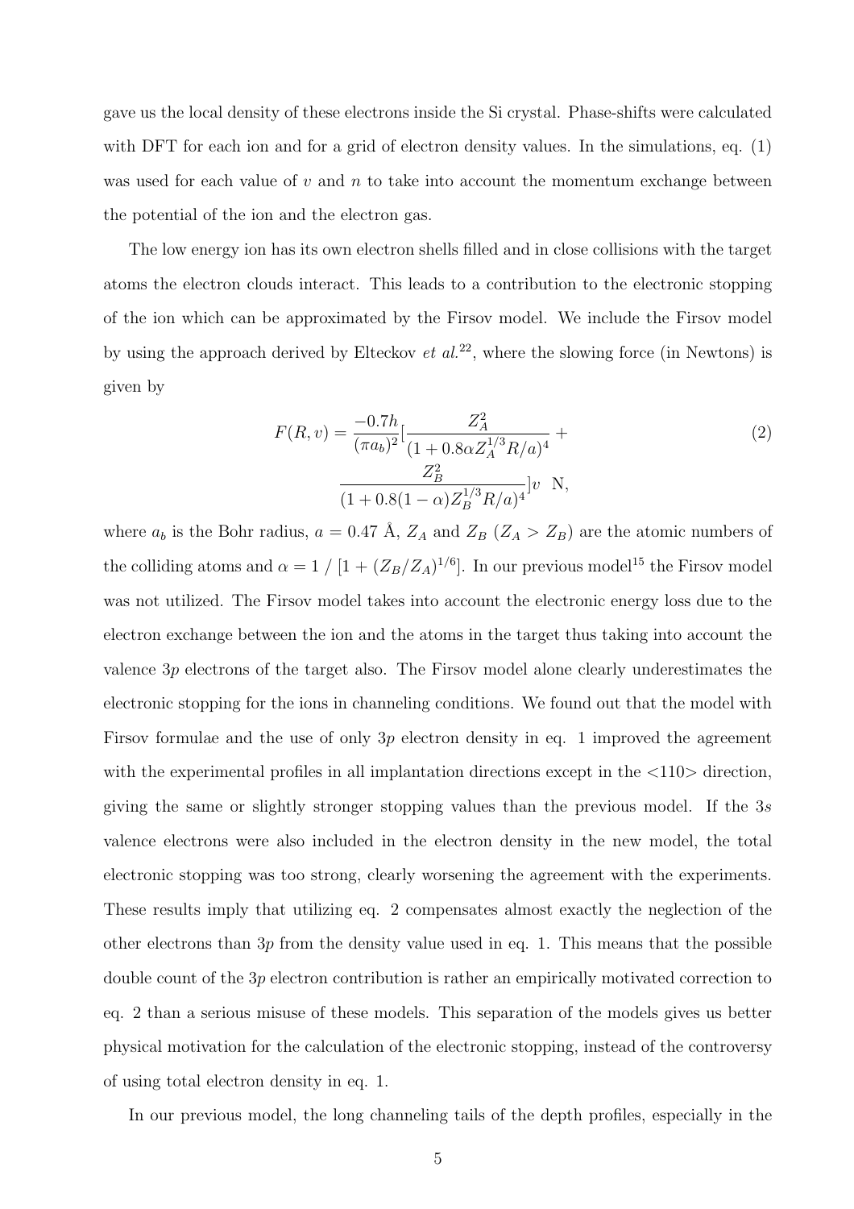gave us the local density of these electrons inside the Si crystal. Phase-shifts were calculated with DFT for each ion and for a grid of electron density values. In the simulations, eq. (1) was used for each value of $v$ and $n$ to take into account the momentum exchange between the potential of the ion and the electron gas.

The low energy ion has its own electron shells filled and in close collisions with the target atoms the electron clouds interact. This leads to a contribution to the electronic stopping of the ion which can be approximated by the Firsov model. We include the Firsov model by using the approach derived by Elteckov *et al.*[22], where the slowing force (in Newtons) is given by

$$F(R, v) = \frac{-0.7h}{(\pi a_b)^2}\left[\frac{Z_A^2}{(1+0.8\alpha Z_A^{1/3}R/a)^4} + \frac{Z_B^2}{(1+0.8(1-\alpha)Z_B^{1/3}R/a)^4}\right]v \ \ \text{N}, \tag{2}$$

where $a_b$ is the Bohr radius, $a = 0.47$ Å, $Z_A$ and $Z_B$ ($Z_A > Z_B$) are the atomic numbers of the colliding atoms and $\alpha = 1 \,/\, [1 + (Z_B/Z_A)^{1/6}]$. In our previous model[15] the Firsov model was not utilized. The Firsov model takes into account the electronic energy loss due to the electron exchange between the ion and the atoms in the target thus taking into account the valence $3p$ electrons of the target also. The Firsov model alone clearly underestimates the electronic stopping for the ions in channeling conditions. We found out that the model with Firsov formulae and the use of only $3p$ electron density in eq. 1 improved the agreement with the experimental profiles in all implantation directions except in the <110> direction, giving the same or slightly stronger stopping values than the previous model. If the $3s$ valence electrons were also included in the electron density in the new model, the total electronic stopping was too strong, clearly worsening the agreement with the experiments. These results imply that utilizing eq. 2 compensates almost exactly the neglection of the other electrons than $3p$ from the density value used in eq. 1. This means that the possible double count of the $3p$ electron contribution is rather an empirically motivated correction to eq. 2 than a serious misuse of these models. This separation of the models gives us better physical motivation for the calculation of the electronic stopping, instead of the controversy of using total electron density in eq. 1.

In our previous model, the long channeling tails of the depth profiles, especially in the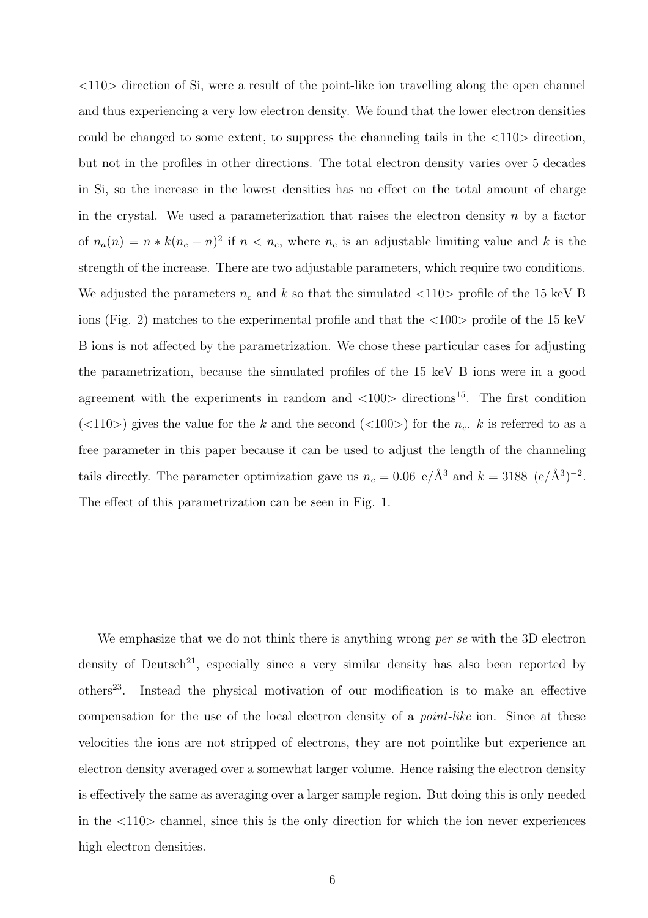<110> direction of Si, were a result of the point-like ion travelling along the open channel and thus experiencing a very low electron density. We found that the lower electron densities could be changed to some extent, to suppress the channeling tails in the <110> direction, but not in the profiles in other directions. The total electron density varies over 5 decades in Si, so the increase in the lowest densities has no effect on the total amount of charge in the crystal. We used a parameterization that raises the electron density $n$ by a factor of $n_a(n) = n * k(n_c - n)^2$ if $n < n_c$, where $n_c$ is an adjustable limiting value and $k$ is the strength of the increase. There are two adjustable parameters, which require two conditions. We adjusted the parameters $n_c$ and $k$ so that the simulated <110> profile of the 15 keV B ions (Fig. 2) matches to the experimental profile and that the <100> profile of the 15 keV B ions is not affected by the parametrization. We chose these particular cases for adjusting the parametrization, because the simulated profiles of the 15 keV B ions were in a good agreement with the experiments in random and <100> directions[15]. The first condition (<110>) gives the value for the $k$ and the second (<100>) for the $n_c$. $k$ is referred to as a free parameter in this paper because it can be used to adjust the length of the channeling tails directly. The parameter optimization gave us $n_c = 0.06$ e/Å$^3$ and $k = 3188$ (e/Å$^3$)$^{-2}$. The effect of this parametrization can be seen in Fig. 1.

We emphasize that we do not think there is anything wrong *per se* with the 3D electron density of Deutsch[21], especially since a very similar density has also been reported by others[23]. Instead the physical motivation of our modification is to make an effective compensation for the use of the local electron density of a *point-like* ion. Since at these velocities the ions are not stripped of electrons, they are not pointlike but experience an electron density averaged over a somewhat larger volume. Hence raising the electron density is effectively the same as averaging over a larger sample region. But doing this is only needed in the <110> channel, since this is the only direction for which the ion never experiences high electron densities.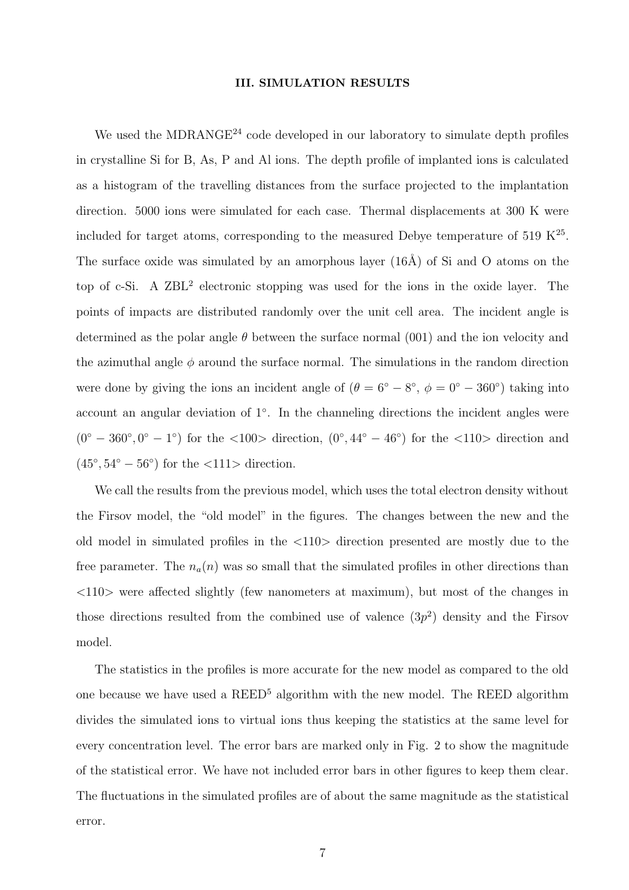## III. SIMULATION RESULTS

We used the MDRANGE[24] code developed in our laboratory to simulate depth profiles in crystalline Si for B, As, P and Al ions. The depth profile of implanted ions is calculated as a histogram of the travelling distances from the surface projected to the implantation direction. 5000 ions were simulated for each case. Thermal displacements at 300 K were included for target atoms, corresponding to the measured Debye temperature of 519 K[25]. The surface oxide was simulated by an amorphous layer (16Å) of Si and O atoms on the top of c-Si. A ZBL[2] electronic stopping was used for the ions in the oxide layer. The points of impacts are distributed randomly over the unit cell area. The incident angle is determined as the polar angle $\theta$ between the surface normal (001) and the ion velocity and the azimuthal angle $\phi$ around the surface normal. The simulations in the random direction were done by giving the ions an incident angle of ($\theta = 6^\circ - 8^\circ$, $\phi = 0^\circ - 360^\circ$) taking into account an angular deviation of $1^\circ$. In the channeling directions the incident angles were $(0^\circ - 360^\circ, 0^\circ - 1^\circ)$ for the <100> direction, $(0^\circ, 44^\circ - 46^\circ)$ for the <110> direction and $(45^\circ, 54^\circ - 56^\circ)$ for the <111> direction.

We call the results from the previous model, which uses the total electron density without the Firsov model, the "old model" in the figures. The changes between the new and the old model in simulated profiles in the <110> direction presented are mostly due to the free parameter. The $n_a(n)$ was so small that the simulated profiles in other directions than <110> were affected slightly (few nanometers at maximum), but most of the changes in those directions resulted from the combined use of valence ($3p^2$) density and the Firsov model.

The statistics in the profiles is more accurate for the new model as compared to the old one because we have used a REED[5] algorithm with the new model. The REED algorithm divides the simulated ions to virtual ions thus keeping the statistics at the same level for every concentration level. The error bars are marked only in Fig. 2 to show the magnitude of the statistical error. We have not included error bars in other figures to keep them clear. The fluctuations in the simulated profiles are of about the same magnitude as the statistical error.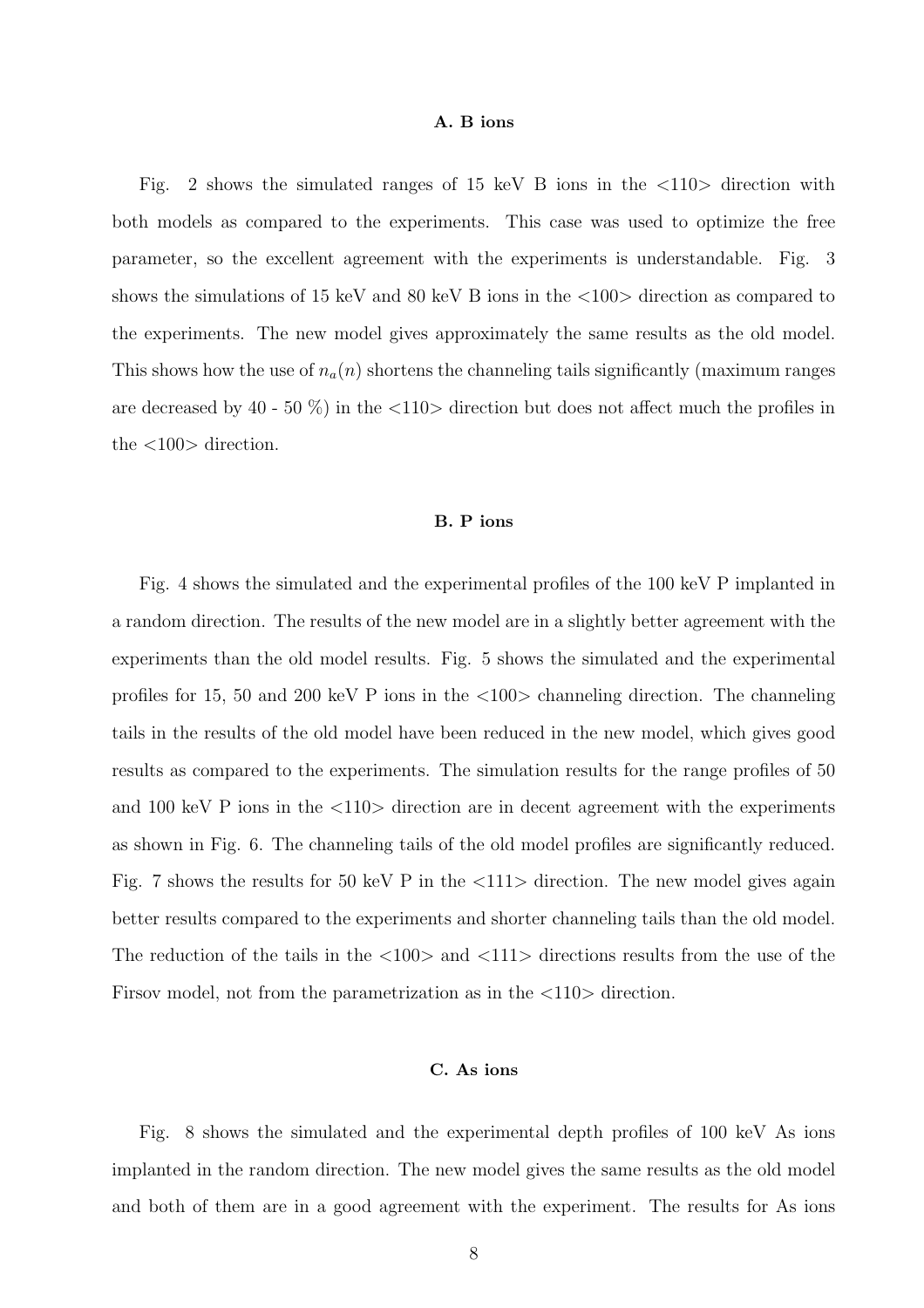### A. B ions

Fig. 2 shows the simulated ranges of 15 keV B ions in the <110> direction with both models as compared to the experiments. This case was used to optimize the free parameter, so the excellent agreement with the experiments is understandable. Fig. 3 shows the simulations of 15 keV and 80 keV B ions in the <100> direction as compared to the experiments. The new model gives approximately the same results as the old model. This shows how the use of $n_a(n)$ shortens the channeling tails significantly (maximum ranges are decreased by 40 - 50 %) in the <110> direction but does not affect much the profiles in the <100> direction.

### B. P ions

Fig. 4 shows the simulated and the experimental profiles of the 100 keV P implanted in a random direction. The results of the new model are in a slightly better agreement with the experiments than the old model results. Fig. 5 shows the simulated and the experimental profiles for 15, 50 and 200 keV P ions in the <100> channeling direction. The channeling tails in the results of the old model have been reduced in the new model, which gives good results as compared to the experiments. The simulation results for the range profiles of 50 and 100 keV P ions in the <110> direction are in decent agreement with the experiments as shown in Fig. 6. The channeling tails of the old model profiles are significantly reduced. Fig. 7 shows the results for 50 keV P in the <111> direction. The new model gives again better results compared to the experiments and shorter channeling tails than the old model. The reduction of the tails in the <100> and <111> directions results from the use of the Firsov model, not from the parametrization as in the <110> direction.

### C. As ions

Fig. 8 shows the simulated and the experimental depth profiles of 100 keV As ions implanted in the random direction. The new model gives the same results as the old model and both of them are in a good agreement with the experiment. The results for As ions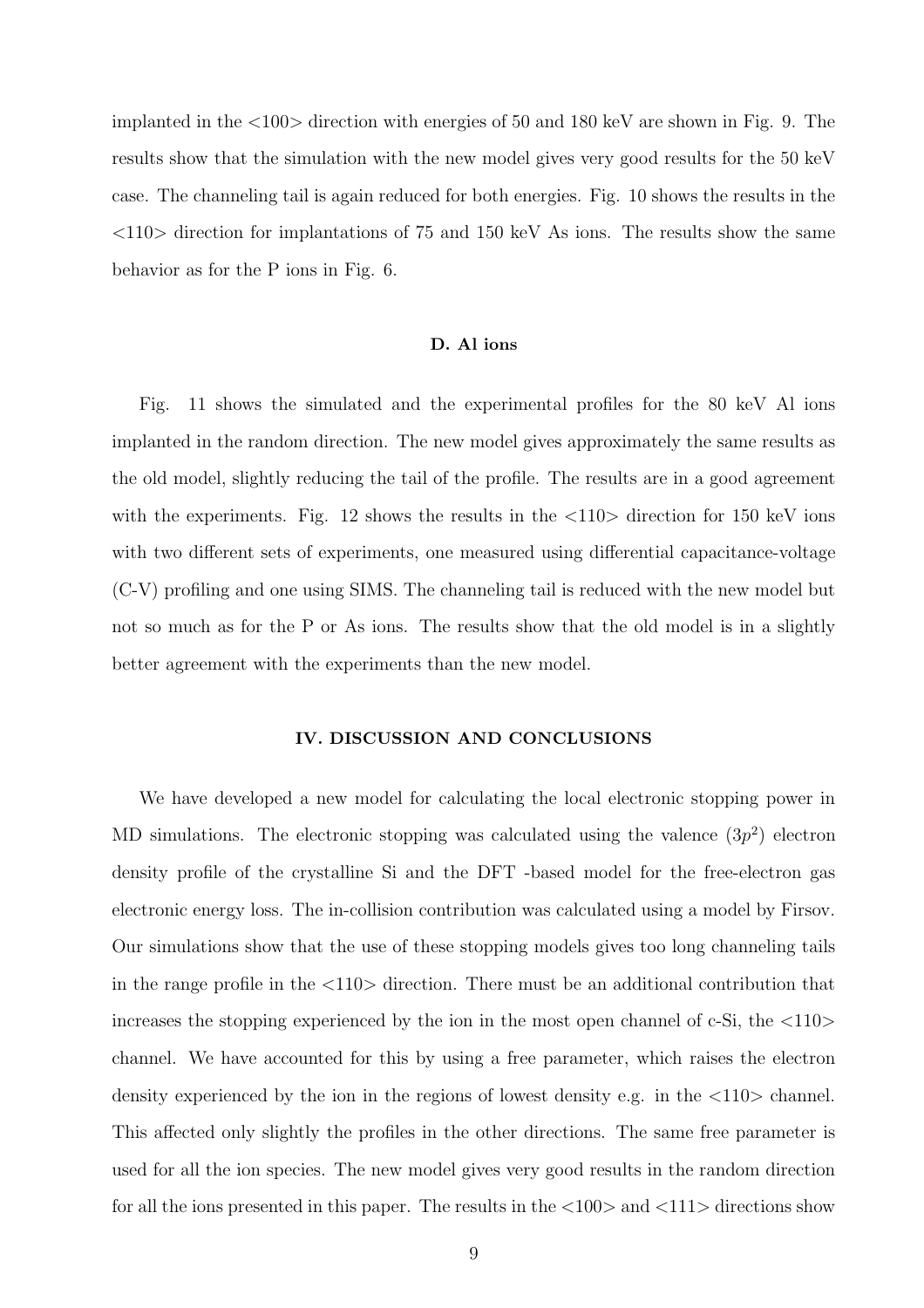implanted in the <100> direction with energies of 50 and 180 keV are shown in Fig. 9. The results show that the simulation with the new model gives very good results for the 50 keV case. The channeling tail is again reduced for both energies. Fig. 10 shows the results in the <110> direction for implantations of 75 and 150 keV As ions. The results show the same behavior as for the P ions in Fig. 6.

### D. Al ions

Fig. 11 shows the simulated and the experimental profiles for the 80 keV Al ions implanted in the random direction. The new model gives approximately the same results as the old model, slightly reducing the tail of the profile. The results are in a good agreement with the experiments. Fig. 12 shows the results in the <110> direction for 150 keV ions with two different sets of experiments, one measured using differential capacitance-voltage (C-V) profiling and one using SIMS. The channeling tail is reduced with the new model but not so much as for the P or As ions. The results show that the old model is in a slightly better agreement with the experiments than the new model.

## IV. DISCUSSION AND CONCLUSIONS

We have developed a new model for calculating the local electronic stopping power in MD simulations. The electronic stopping was calculated using the valence ($3p^2$) electron density profile of the crystalline Si and the DFT -based model for the free-electron gas electronic energy loss. The in-collision contribution was calculated using a model by Firsov. Our simulations show that the use of these stopping models gives too long channeling tails in the range profile in the <110> direction. There must be an additional contribution that increases the stopping experienced by the ion in the most open channel of c-Si, the <110> channel. We have accounted for this by using a free parameter, which raises the electron density experienced by the ion in the regions of lowest density e.g. in the <110> channel. This affected only slightly the profiles in the other directions. The same free parameter is used for all the ion species. The new model gives very good results in the random direction for all the ions presented in this paper. The results in the <100> and <111> directions show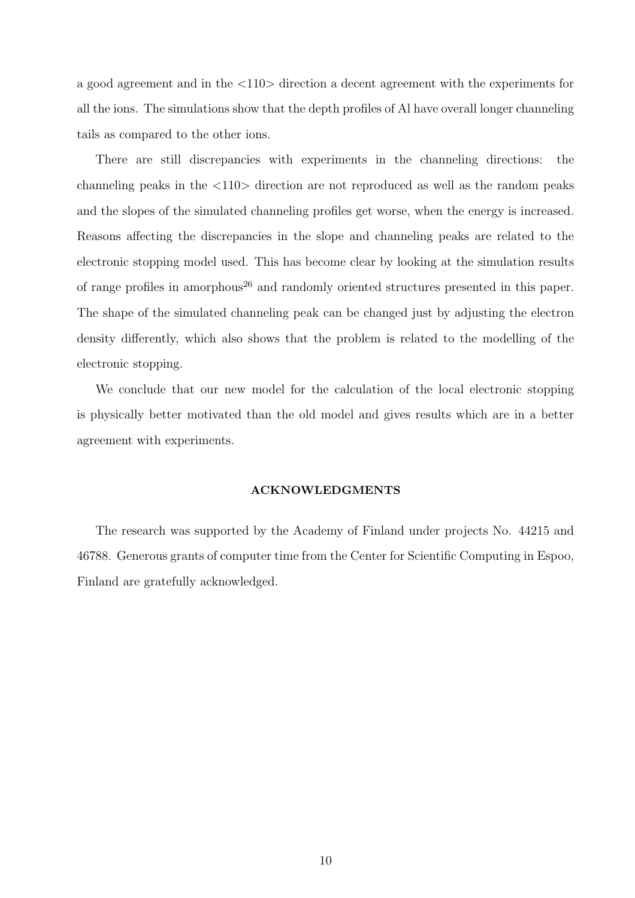a good agreement and in the <110> direction a decent agreement with the experiments for all the ions. The simulations show that the depth profiles of Al have overall longer channeling tails as compared to the other ions.

There are still discrepancies with experiments in the channeling directions: the channeling peaks in the <110> direction are not reproduced as well as the random peaks and the slopes of the simulated channeling profiles get worse, when the energy is increased. Reasons affecting the discrepancies in the slope and channeling peaks are related to the electronic stopping model used. This has become clear by looking at the simulation results of range profiles in amorphous[26] and randomly oriented structures presented in this paper. The shape of the simulated channeling peak can be changed just by adjusting the electron density differently, which also shows that the problem is related to the modelling of the electronic stopping.

We conclude that our new model for the calculation of the local electronic stopping is physically better motivated than the old model and gives results which are in a better agreement with experiments.

## ACKNOWLEDGMENTS

The research was supported by the Academy of Finland under projects No. 44215 and 46788. Generous grants of computer time from the Center for Scientific Computing in Espoo, Finland are gratefully acknowledged.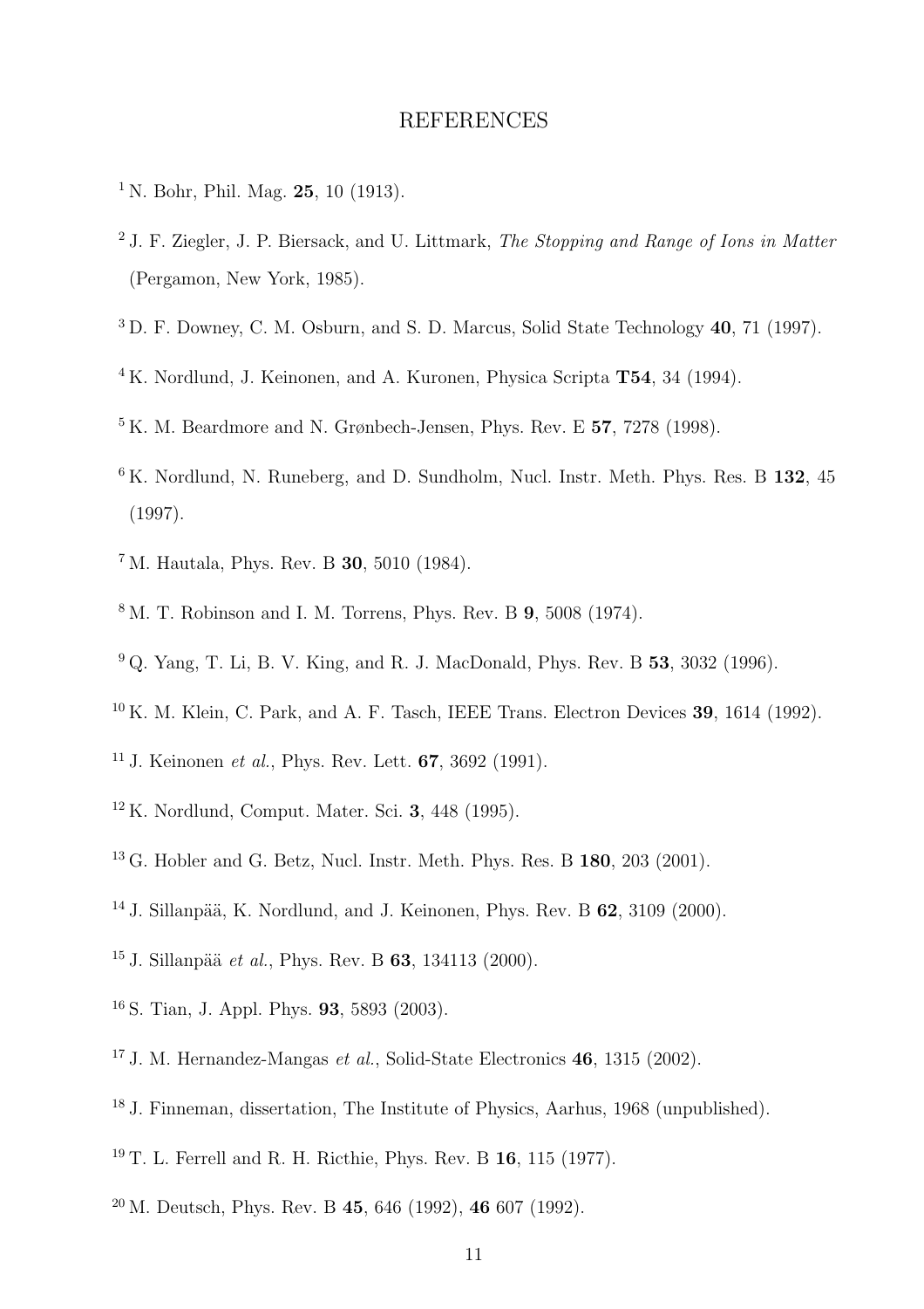# REFERENCES

[1] N. Bohr, Phil. Mag. **25**, 10 (1913).

[2] J. F. Ziegler, J. P. Biersack, and U. Littmark, *The Stopping and Range of Ions in Matter* (Pergamon, New York, 1985).

[3] D. F. Downey, C. M. Osburn, and S. D. Marcus, Solid State Technology **40**, 71 (1997).

[4] K. Nordlund, J. Keinonen, and A. Kuronen, Physica Scripta **T54**, 34 (1994).

[5] K. M. Beardmore and N. Grønbech-Jensen, Phys. Rev. E **57**, 7278 (1998).

[6] K. Nordlund, N. Runeberg, and D. Sundholm, Nucl. Instr. Meth. Phys. Res. B **132**, 45 (1997).

[7] M. Hautala, Phys. Rev. B **30**, 5010 (1984).

[8] M. T. Robinson and I. M. Torrens, Phys. Rev. B **9**, 5008 (1974).

[9] Q. Yang, T. Li, B. V. King, and R. J. MacDonald, Phys. Rev. B **53**, 3032 (1996).

[10] K. M. Klein, C. Park, and A. F. Tasch, IEEE Trans. Electron Devices **39**, 1614 (1992).

[11] J. Keinonen *et al.*, Phys. Rev. Lett. **67**, 3692 (1991).

[12] K. Nordlund, Comput. Mater. Sci. **3**, 448 (1995).

[13] G. Hobler and G. Betz, Nucl. Instr. Meth. Phys. Res. B **180**, 203 (2001).

[14] J. Sillanpää, K. Nordlund, and J. Keinonen, Phys. Rev. B **62**, 3109 (2000).

[15] J. Sillanpää *et al.*, Phys. Rev. B **63**, 134113 (2000).

[16] S. Tian, J. Appl. Phys. **93**, 5893 (2003).

[17] J. M. Hernandez-Mangas *et al.*, Solid-State Electronics **46**, 1315 (2002).

[18] J. Finneman, dissertation, The Institute of Physics, Aarhus, 1968 (unpublished).

[19] T. L. Ferrell and R. H. Ricthie, Phys. Rev. B **16**, 115 (1977).

[20] M. Deutsch, Phys. Rev. B **45**, 646 (1992), **46** 607 (1992).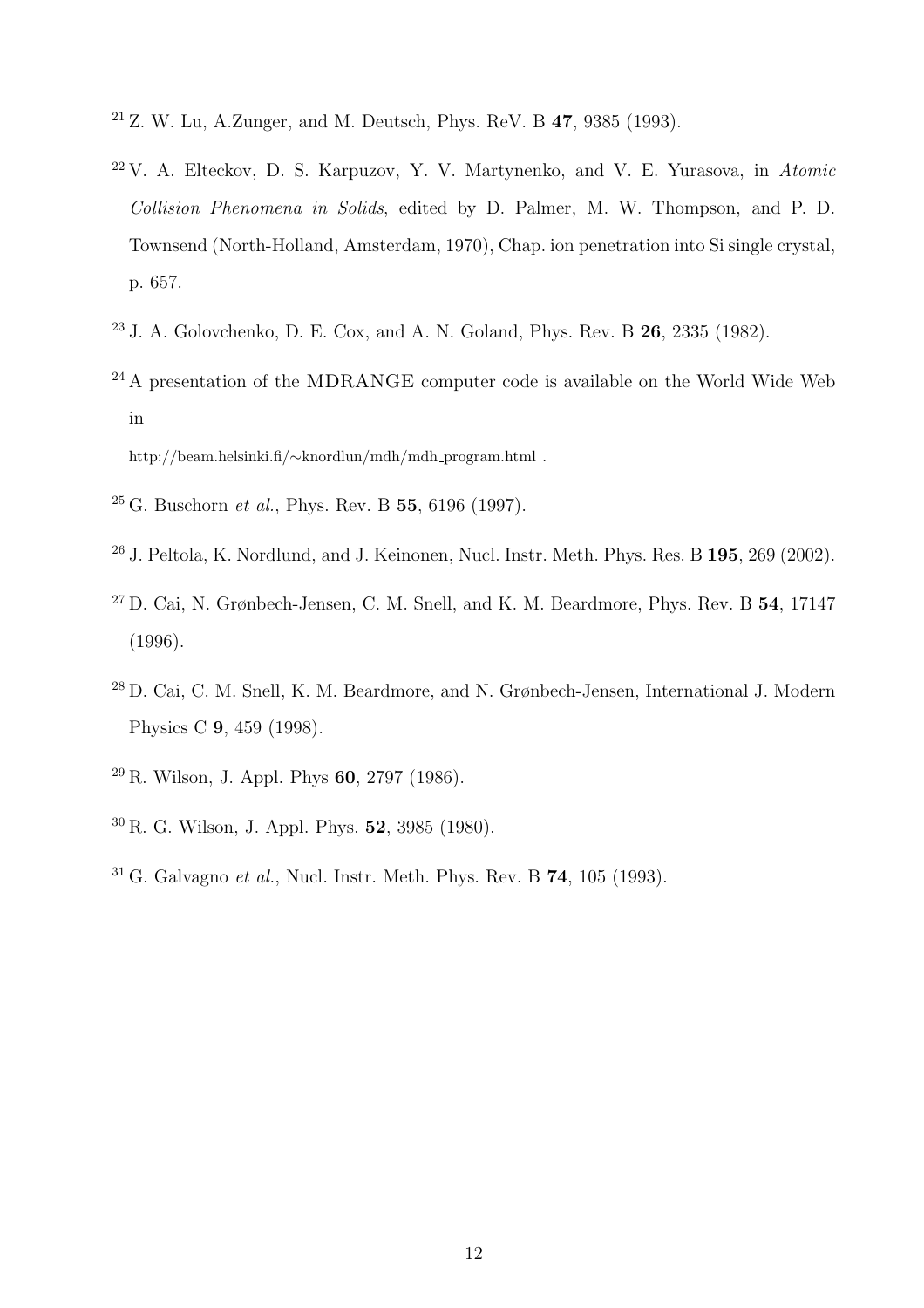[21] Z. W. Lu, A.Zunger, and M. Deutsch, Phys. ReV. B **47**, 9385 (1993).

[22] V. A. Elteckov, D. S. Karpuzov, Y. V. Martynenko, and V. E. Yurasova, in *Atomic Collision Phenomena in Solids*, edited by D. Palmer, M. W. Thompson, and P. D. Townsend (North-Holland, Amsterdam, 1970), Chap. ion penetration into Si single crystal, p. 657.

[23] J. A. Golovchenko, D. E. Cox, and A. N. Goland, Phys. Rev. B **26**, 2335 (1982).

[24] A presentation of the MDRANGE computer code is available on the World Wide Web in

http://beam.helsinki.fi/∼knordlun/mdh/mdh_program.html .

[25] G. Buschorn *et al.*, Phys. Rev. B **55**, 6196 (1997).

[26] J. Peltola, K. Nordlund, and J. Keinonen, Nucl. Instr. Meth. Phys. Res. B **195**, 269 (2002).

[27] D. Cai, N. Grønbech-Jensen, C. M. Snell, and K. M. Beardmore, Phys. Rev. B **54**, 17147 (1996).

[28] D. Cai, C. M. Snell, K. M. Beardmore, and N. Grønbech-Jensen, International J. Modern Physics C **9**, 459 (1998).

[29] R. Wilson, J. Appl. Phys **60**, 2797 (1986).

[30] R. G. Wilson, J. Appl. Phys. **52**, 3985 (1980).

[31] G. Galvagno *et al.*, Nucl. Instr. Meth. Phys. Rev. B **74**, 105 (1993).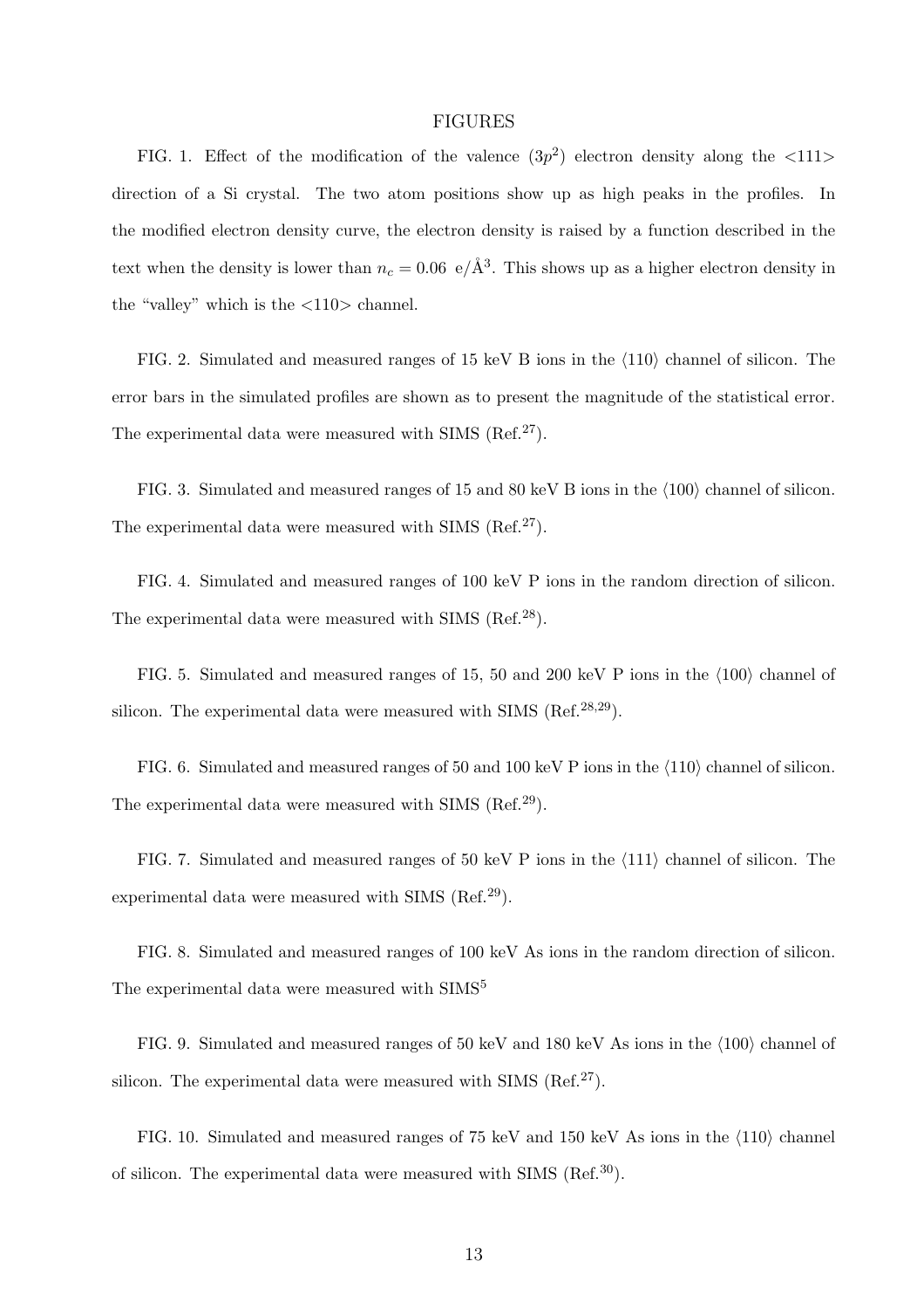## FIGURES

FIG. 1. Effect of the modification of the valence ($3p^2$) electron density along the <111> direction of a Si crystal. The two atom positions show up as high peaks in the profiles. In the modified electron density curve, the electron density is raised by a function described in the text when the density is lower than $n_c = 0.06$ e/Å$^3$. This shows up as a higher electron density in the "valley" which is the <110> channel.

FIG. 2. Simulated and measured ranges of 15 keV B ions in the $\langle 110 \rangle$ channel of silicon. The error bars in the simulated profiles are shown as to present the magnitude of the statistical error. The experimental data were measured with SIMS (Ref.[27]).

FIG. 3. Simulated and measured ranges of 15 and 80 keV B ions in the $\langle 100 \rangle$ channel of silicon. The experimental data were measured with SIMS (Ref.[27]).

FIG. 4. Simulated and measured ranges of 100 keV P ions in the random direction of silicon. The experimental data were measured with SIMS (Ref.[28]).

FIG. 5. Simulated and measured ranges of 15, 50 and 200 keV P ions in the $\langle 100 \rangle$ channel of silicon. The experimental data were measured with SIMS (Ref.[28,29]).

FIG. 6. Simulated and measured ranges of 50 and 100 keV P ions in the $\langle 110 \rangle$ channel of silicon. The experimental data were measured with SIMS (Ref.[29]).

FIG. 7. Simulated and measured ranges of 50 keV P ions in the $\langle 111 \rangle$ channel of silicon. The experimental data were measured with SIMS (Ref.[29]).

FIG. 8. Simulated and measured ranges of 100 keV As ions in the random direction of silicon. The experimental data were measured with SIMS[5]

FIG. 9. Simulated and measured ranges of 50 keV and 180 keV As ions in the $\langle 100 \rangle$ channel of silicon. The experimental data were measured with SIMS (Ref.[27]).

FIG. 10. Simulated and measured ranges of 75 keV and 150 keV As ions in the $\langle 110 \rangle$ channel of silicon. The experimental data were measured with SIMS (Ref.[30]).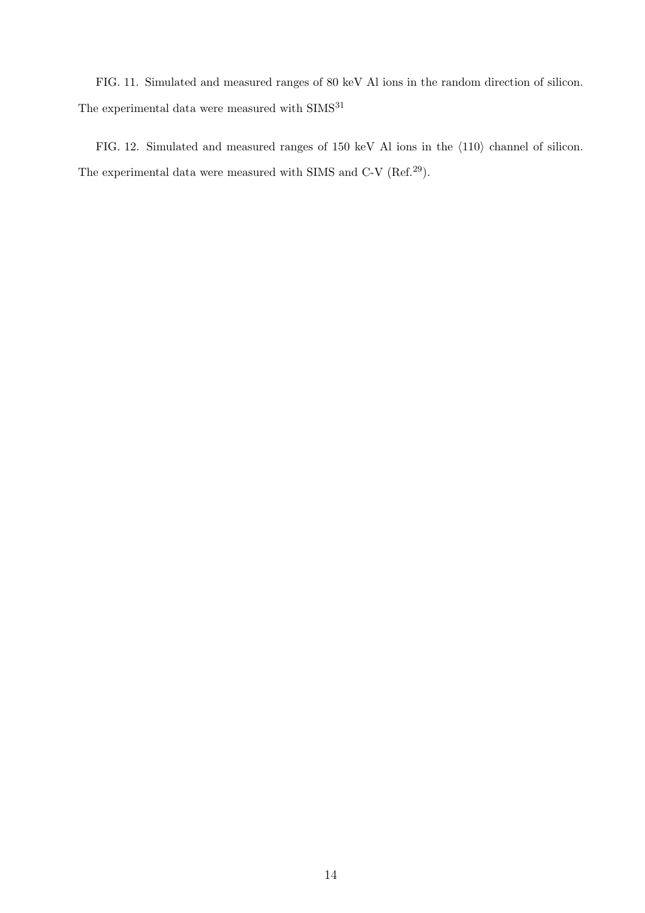FIG. 11. Simulated and measured ranges of 80 keV Al ions in the random direction of silicon. The experimental data were measured with SIMS[31]

FIG. 12. Simulated and measured ranges of 150 keV Al ions in the $\langle 110 \rangle$ channel of silicon. The experimental data were measured with SIMS and C-V (Ref.[29]).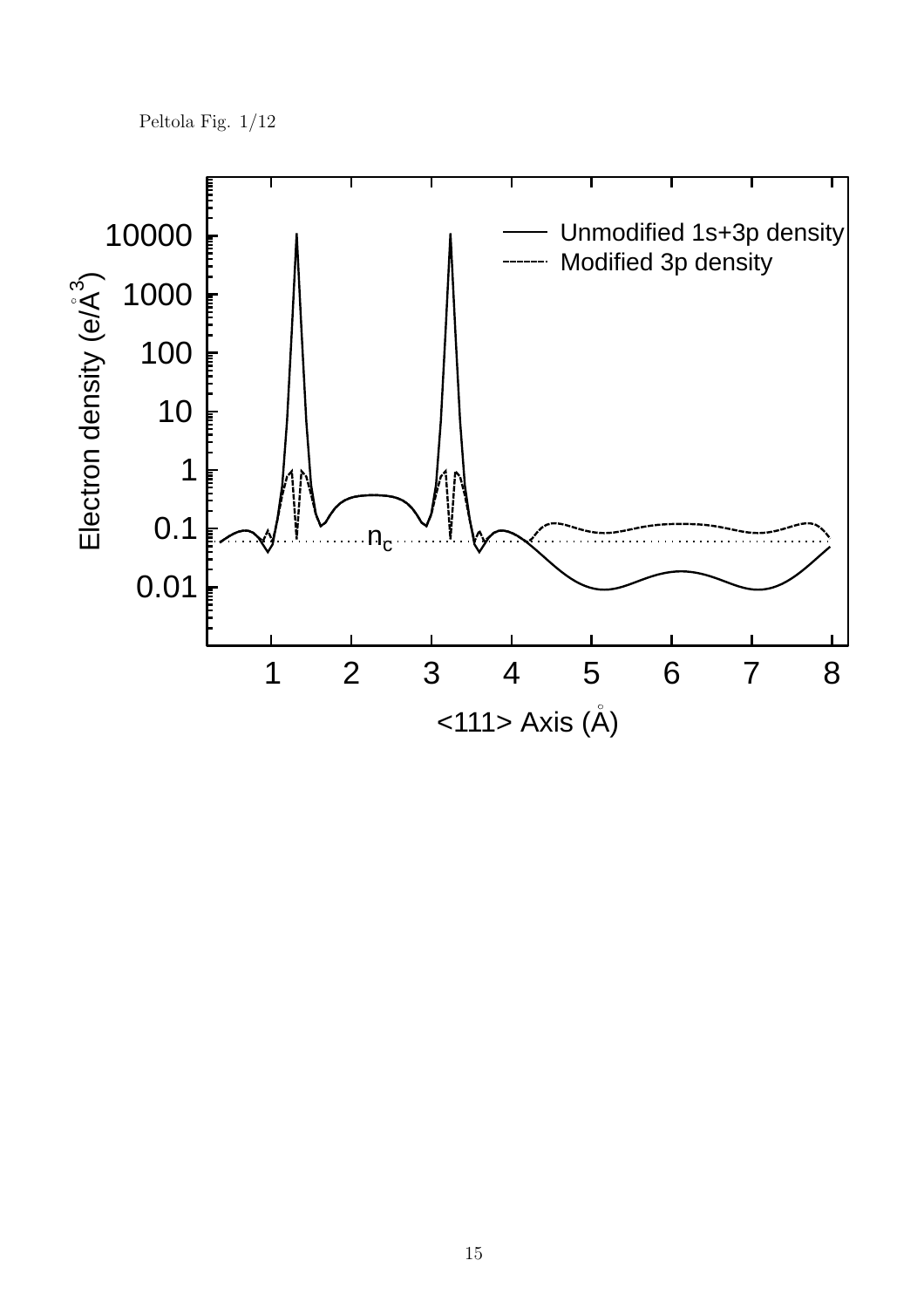Peltola Fig. 1/12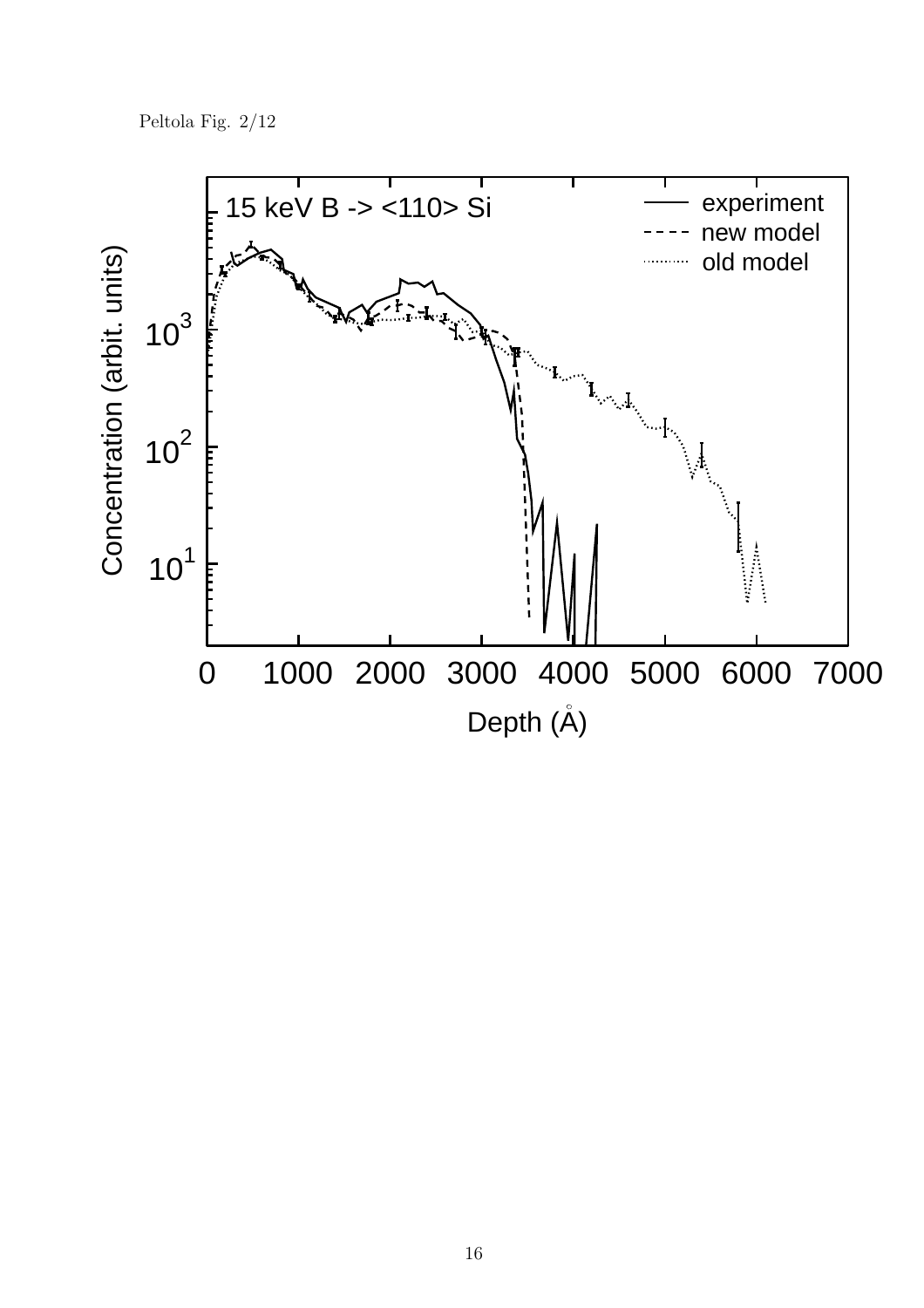Peltola Fig. 2/12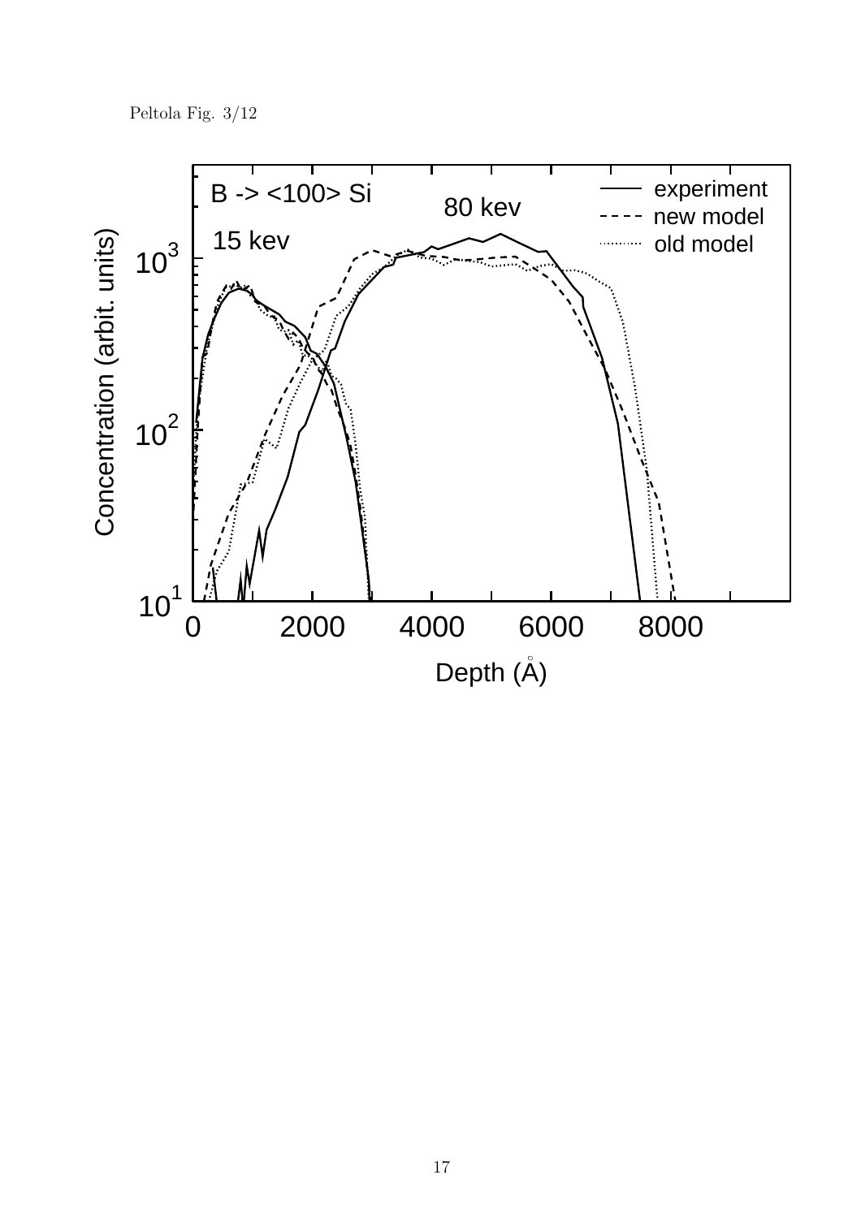Peltola Fig. 3/12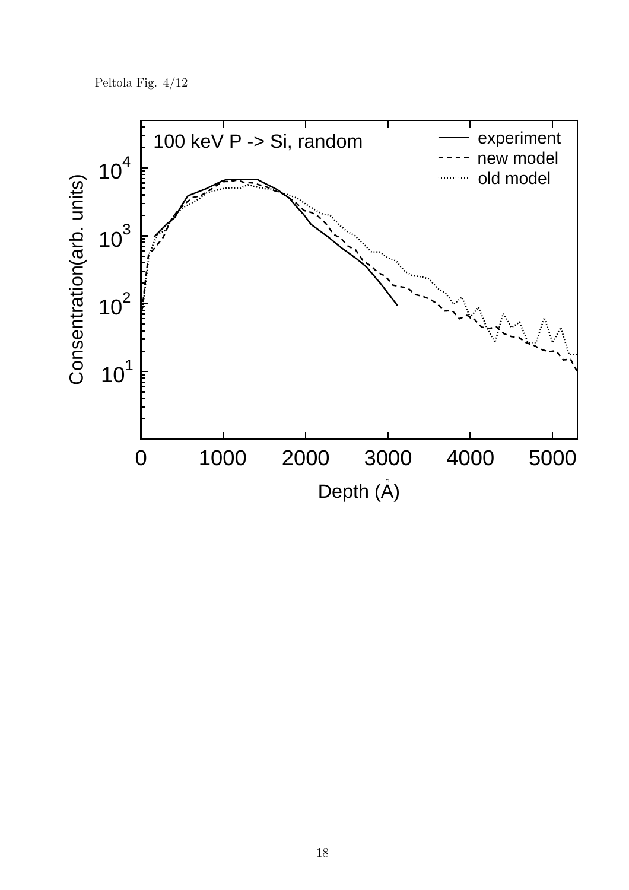Peltola Fig. 4/12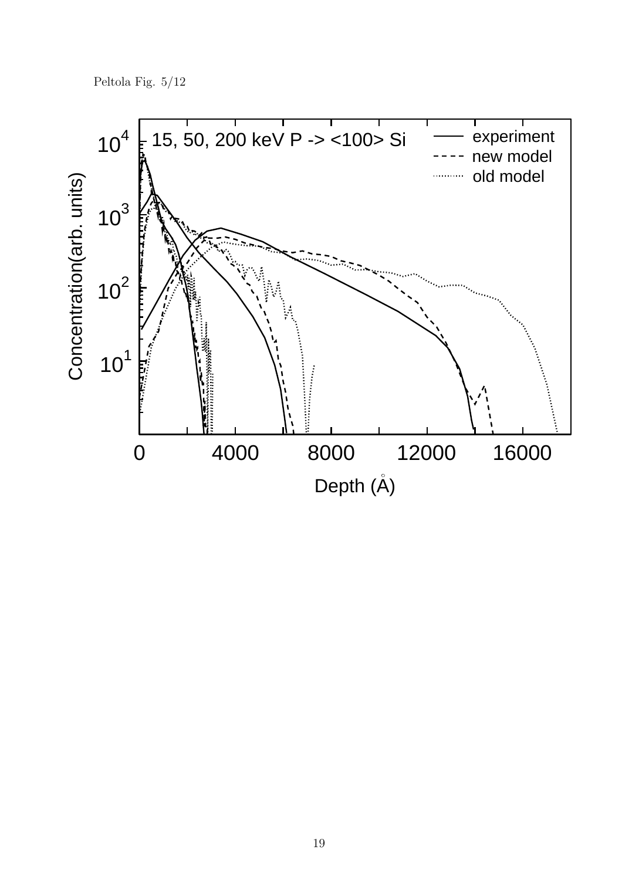Peltola Fig. 5/12

15, 50, 200 keV P -> <100> Si

experiment
new model
old model

Concentration(arb. units)

Depth (Å)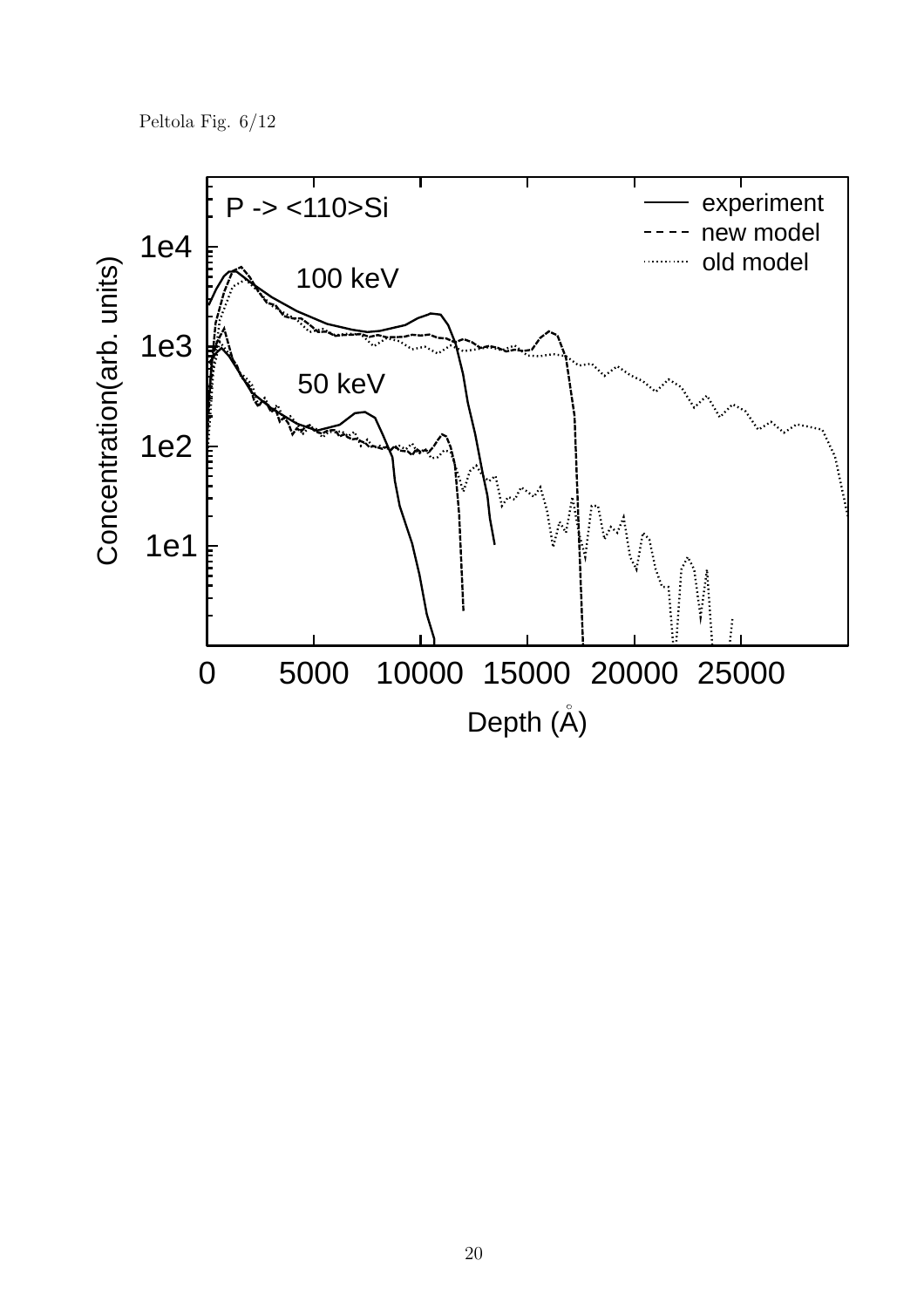Peltola Fig. 6/12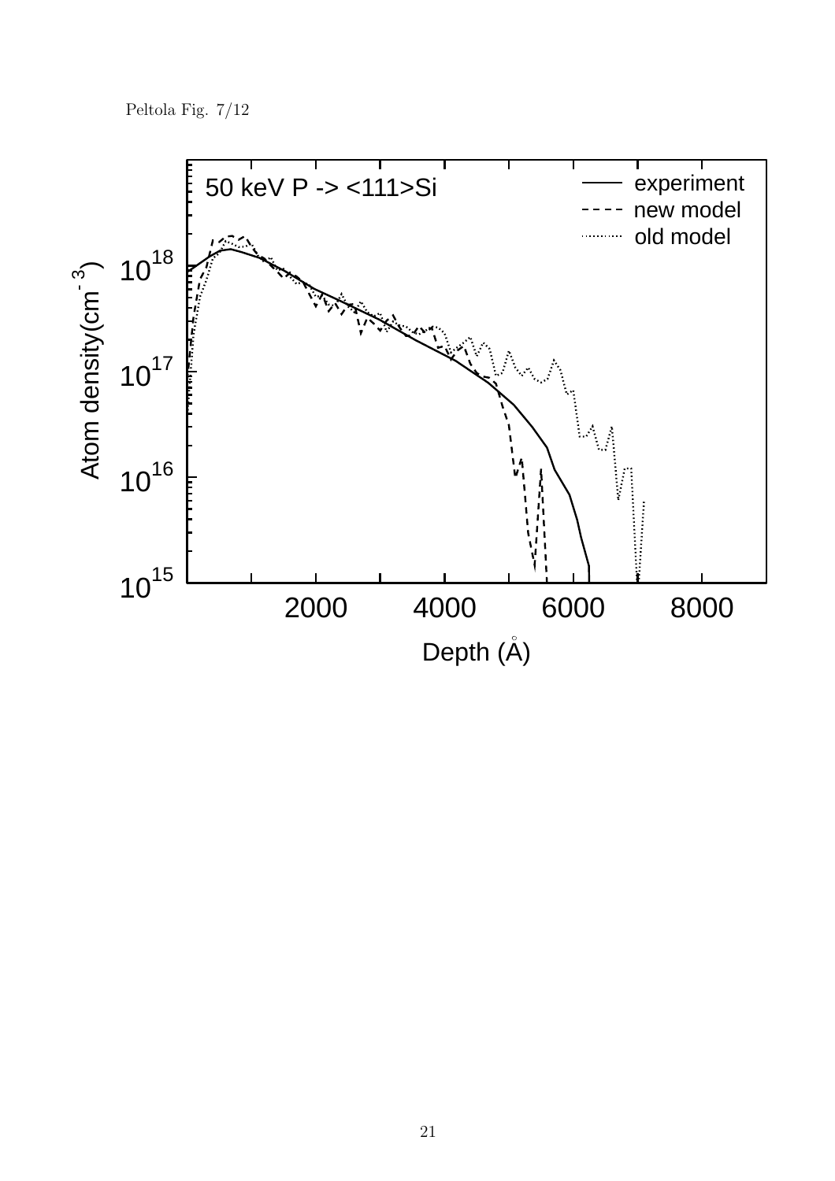Peltola Fig. 7/12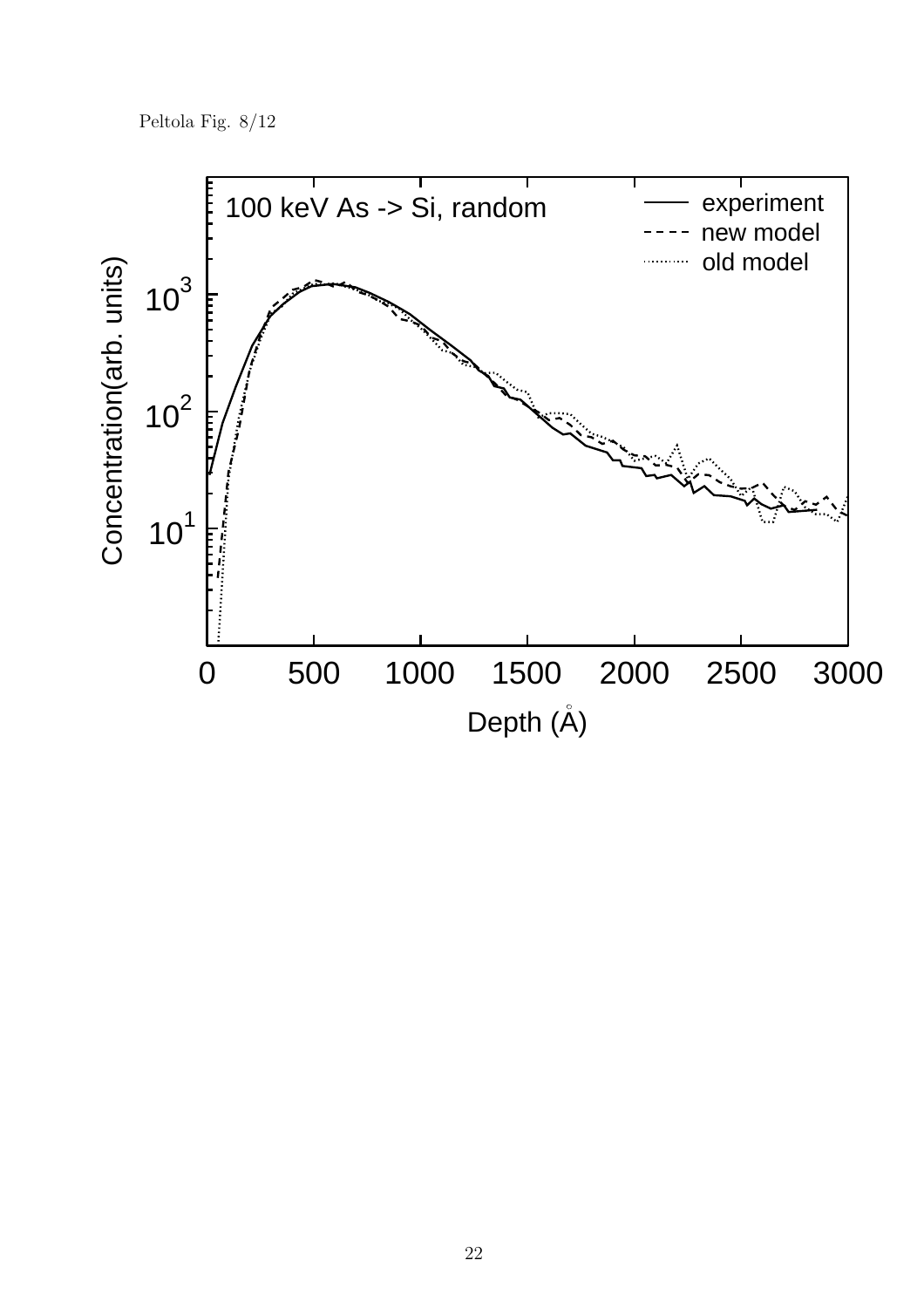Peltola Fig. 8/12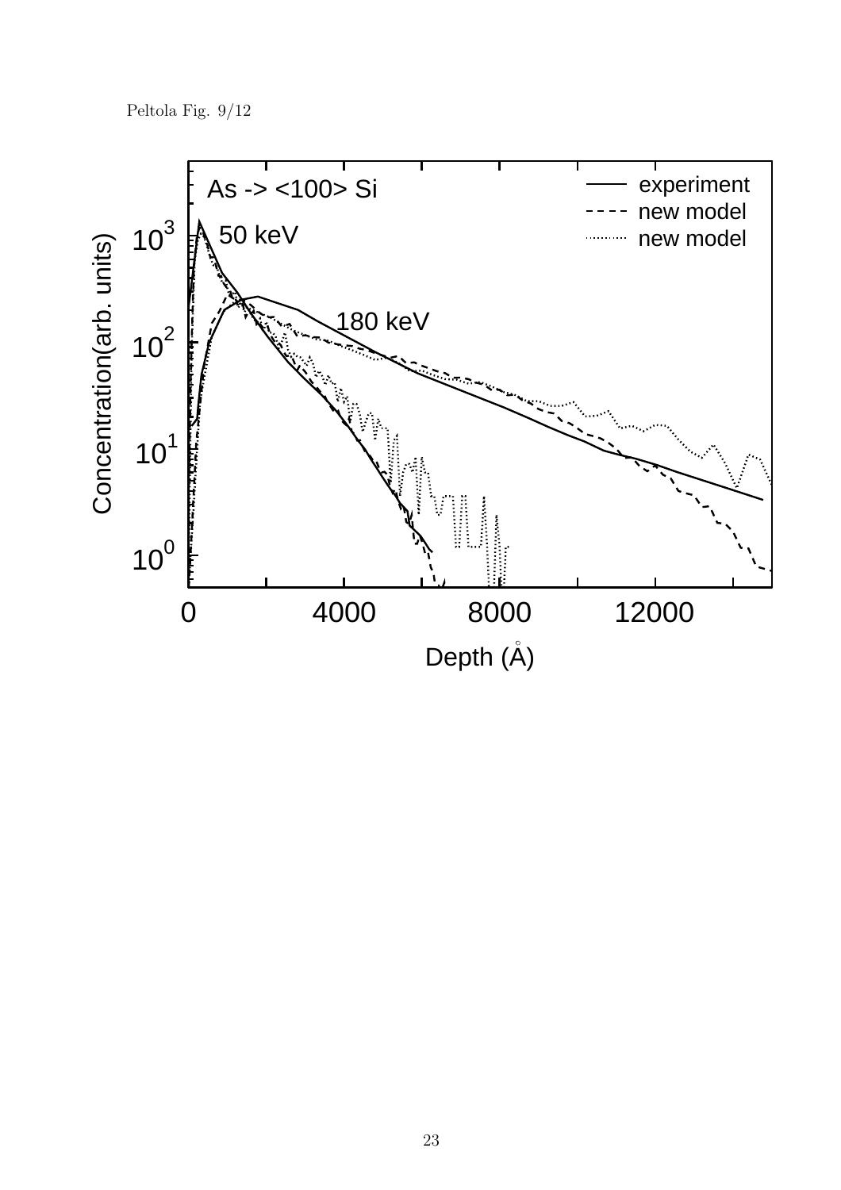Peltola Fig. 9/12

As -> <100> Si

50 keV

180 keV

experiment

new model

new model

Concentration(arb. units)

Depth (Å)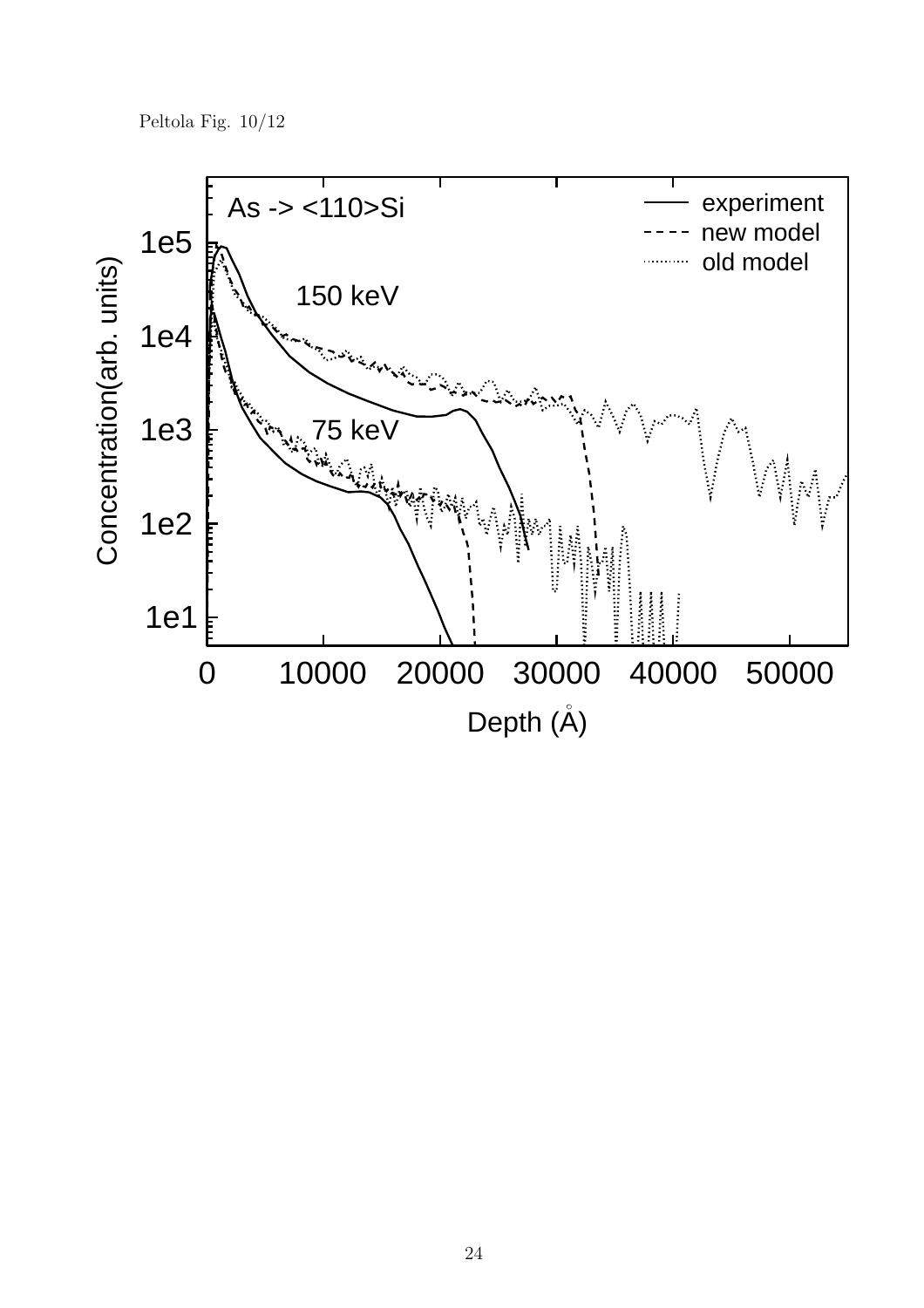Peltola Fig. 10/12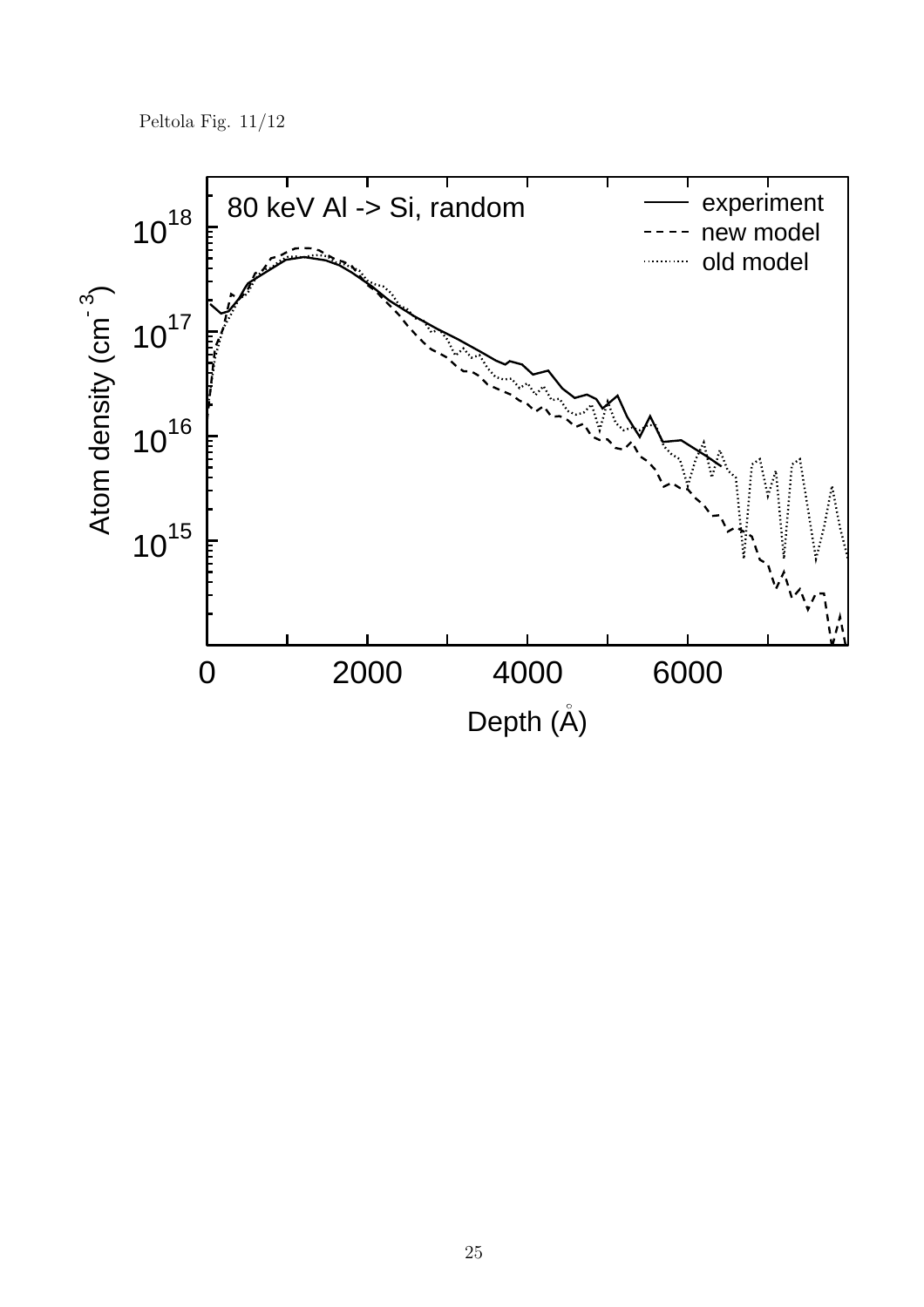Peltola Fig. 11/12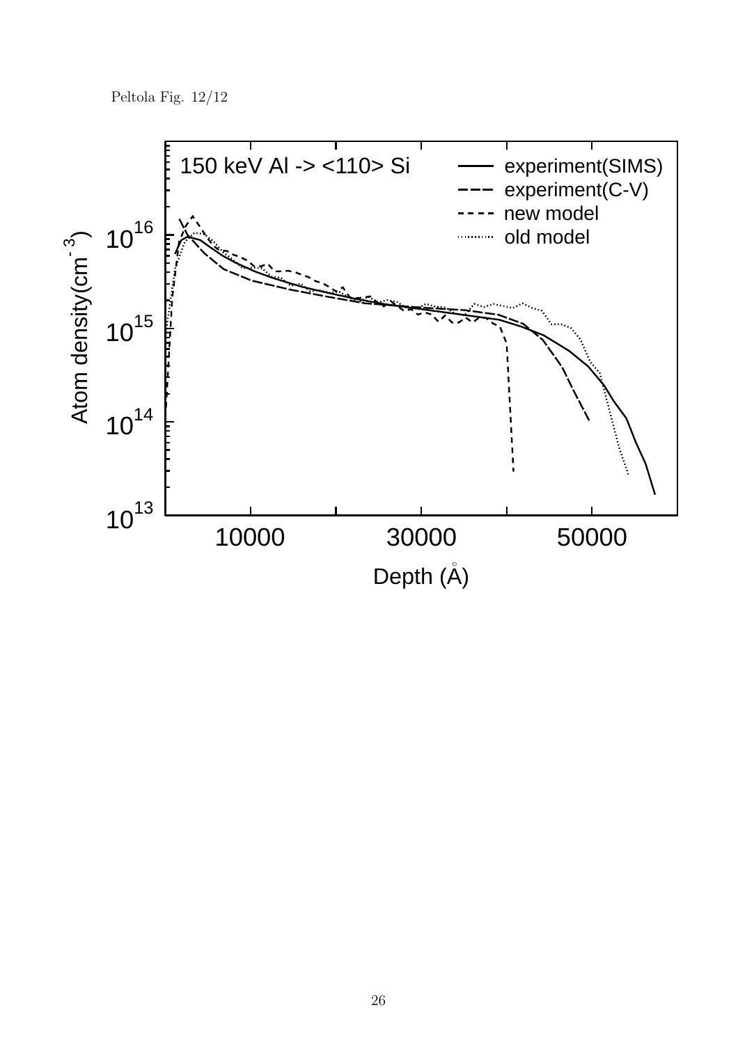Peltola Fig. 12/12

150 keV Al -> <110> Si

experiment(SIMS)

experiment(C-V)

new model

old model

Atom density($cm^{-3}$)

$10^{16}$

$10^{15}$

$10^{14}$

$10^{13}$

10000

30000

50000

Depth (Å)